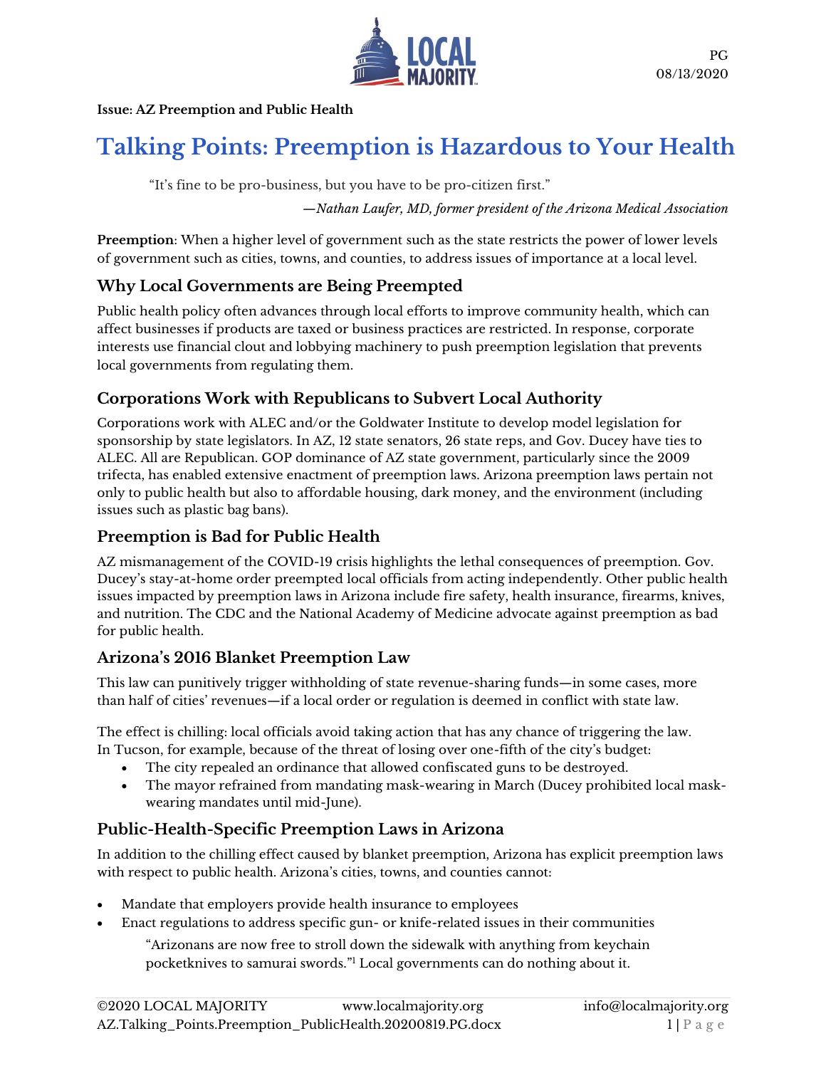PG
08/13/2020

**Issue: AZ Preemption and Public Health**

# Talking Points: Preemption is Hazardous to Your Health

"It's fine to be pro-business, but you have to be pro-citizen first."

*—Nathan Laufer, MD, former president of the Arizona Medical Association*

**Preemption**: When a higher level of government such as the state restricts the power of lower levels of government such as cities, towns, and counties, to address issues of importance at a local level.

## Why Local Governments are Being Preempted

Public health policy often advances through local efforts to improve community health, which can affect businesses if products are taxed or business practices are restricted. In response, corporate interests use financial clout and lobbying machinery to push preemption legislation that prevents local governments from regulating them.

## Corporations Work with Republicans to Subvert Local Authority

Corporations work with ALEC and/or the Goldwater Institute to develop model legislation for sponsorship by state legislators. In AZ, 12 state senators, 26 state reps, and Gov. Ducey have ties to ALEC. All are Republican. GOP dominance of AZ state government, particularly since the 2009 trifecta, has enabled extensive enactment of preemption laws. Arizona preemption laws pertain not only to public health but also to affordable housing, dark money, and the environment (including issues such as plastic bag bans).

## Preemption is Bad for Public Health

AZ mismanagement of the COVID-19 crisis highlights the lethal consequences of preemption. Gov. Ducey's stay-at-home order preempted local officials from acting independently. Other public health issues impacted by preemption laws in Arizona include fire safety, health insurance, firearms, knives, and nutrition. The CDC and the National Academy of Medicine advocate against preemption as bad for public health.

## Arizona's 2016 Blanket Preemption Law

This law can punitively trigger withholding of state revenue-sharing funds—in some cases, more than half of cities' revenues—if a local order or regulation is deemed in conflict with state law.

The effect is chilling: local officials avoid taking action that has any chance of triggering the law. In Tucson, for example, because of the threat of losing over one-fifth of the city's budget:

- The city repealed an ordinance that allowed confiscated guns to be destroyed.
- The mayor refrained from mandating mask-wearing in March (Ducey prohibited local mask-wearing mandates until mid-June).

## Public-Health-Specific Preemption Laws in Arizona

In addition to the chilling effect caused by blanket preemption, Arizona has explicit preemption laws with respect to public health. Arizona's cities, towns, and counties cannot:

- Mandate that employers provide health insurance to employees
- Enact regulations to address specific gun- or knife-related issues in their communities

  "Arizonans are now free to stroll down the sidewalk with anything from keychain pocketknives to samurai swords."[1] Local governments can do nothing about it.

©2020 LOCAL MAJORITY www.localmajority.org info@localmajority.org
AZ.Talking_Points.Preemption_PublicHealth.20200819.PG.docx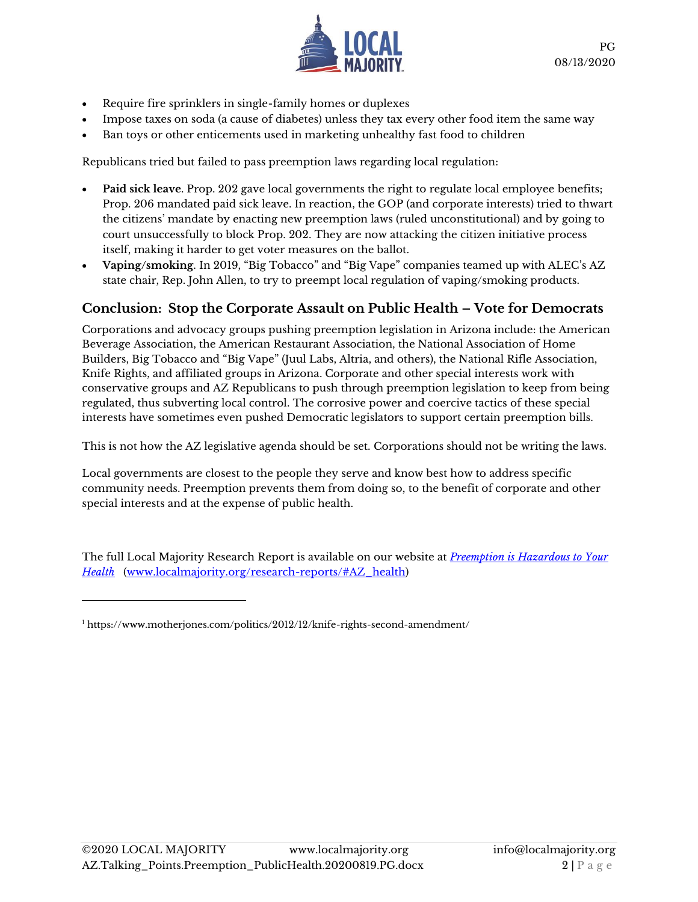- Require fire sprinklers in single-family homes or duplexes
- Impose taxes on soda (a cause of diabetes) unless they tax every other food item the same way
- Ban toys or other enticements used in marketing unhealthy fast food to children

Republicans tried but failed to pass preemption laws regarding local regulation:

- **Paid sick leave**. Prop. 202 gave local governments the right to regulate local employee benefits; Prop. 206 mandated paid sick leave. In reaction, the GOP (and corporate interests) tried to thwart the citizens' mandate by enacting new preemption laws (ruled unconstitutional) and by going to court unsuccessfully to block Prop. 202. They are now attacking the citizen initiative process itself, making it harder to get voter measures on the ballot.
- **Vaping/smoking**. In 2019, "Big Tobacco" and "Big Vape" companies teamed up with ALEC's AZ state chair, Rep. John Allen, to try to preempt local regulation of vaping/smoking products.

## Conclusion: Stop the Corporate Assault on Public Health – Vote for Democrats

Corporations and advocacy groups pushing preemption legislation in Arizona include: the American Beverage Association, the American Restaurant Association, the National Association of Home Builders, Big Tobacco and "Big Vape" (Juul Labs, Altria, and others), the National Rifle Association, Knife Rights, and affiliated groups in Arizona. Corporate and other special interests work with conservative groups and AZ Republicans to push through preemption legislation to keep from being regulated, thus subverting local control. The corrosive power and coercive tactics of these special interests have sometimes even pushed Democratic legislators to support certain preemption bills.

This is not how the AZ legislative agenda should be set. Corporations should not be writing the laws.

Local governments are closest to the people they serve and know best how to address specific community needs. Preemption prevents them from doing so, to the benefit of corporate and other special interests and at the expense of public health.

The full Local Majority Research Report is available on our website at *Preemption is Hazardous to Your Health* (www.localmajority.org/research-reports/#AZ_health)

---

[1] https://www.motherjones.com/politics/2012/12/knife-rights-second-amendment/